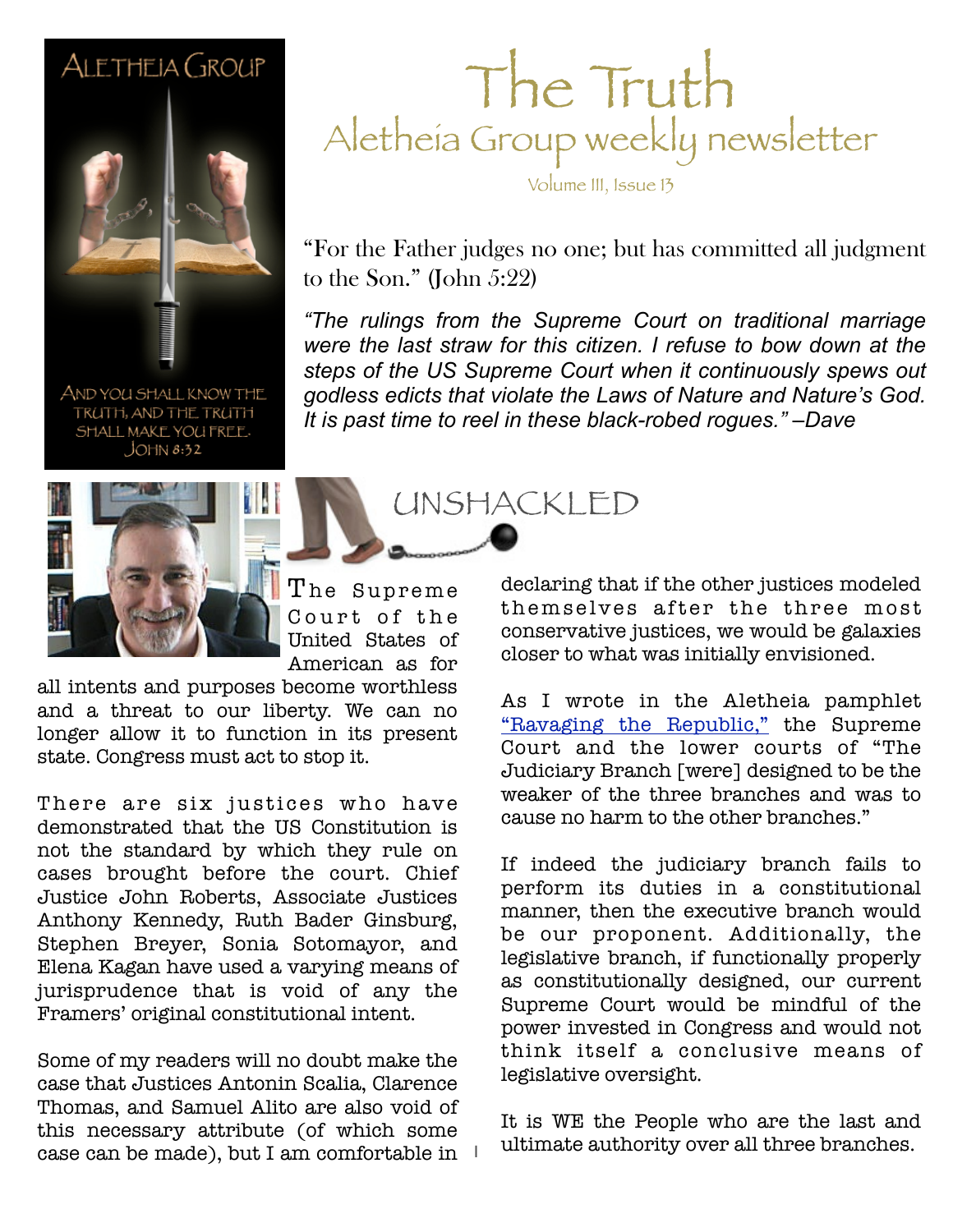ALETHEIA GROUP

AND YOU SHALL KNOW THE TRUTH, AND THE TRUTH SHALL MAKE YOU FREE. JOHN 8:32

# The Truth

## Aletheia Group weekly newsletter

Volume III, Issue 13

"For the Father judges no one; but has committed all judgment to the Son." (John 5:22)

*"The rulings from the Supreme Court on traditional marriage were the last straw for this citizen. I refuse to bow down at the steps of the US Supreme Court when it continuously spews out godless edicts that violate the Laws of Nature and Nature's God. It is past time to reel in these black-robed rogues." –Dave*

## UNSHACKLED

The Supreme Court of the United States of American as for all intents and purposes become worthless and a threat to our liberty. We can no longer allow it to function in its present state. Congress must act to stop it.

There are six justices who have demonstrated that the US Constitution is not the standard by which they rule on cases brought before the court. Chief Justice John Roberts, Associate Justices Anthony Kennedy, Ruth Bader Ginsburg, Stephen Breyer, Sonia Sotomayor, and Elena Kagan have used a varying means of jurisprudence that is void of any the Framers' original constitutional intent.

Some of my readers will no doubt make the case that Justices Antonin Scalia, Clarence Thomas, and Samuel Alito are also void of this necessary attribute (of which some case can be made), but I am comfortable in declaring that if the other justices modeled themselves after the three most conservative justices, we would be galaxies closer to what was initially envisioned.

As I wrote in the Aletheia pamphlet "Ravaging the Republic," the Supreme Court and the lower courts of "The Judiciary Branch [were] designed to be the weaker of the three branches and was to cause no harm to the other branches."

If indeed the judiciary branch fails to perform its duties in a constitutional manner, then the executive branch would be our proponent. Additionally, the legislative branch, if functionally properly as constitutionally designed, our current Supreme Court would be mindful of the power invested in Congress and would not think itself a conclusive means of legislative oversight.

It is WE the People who are the last and ultimate authority over all three branches.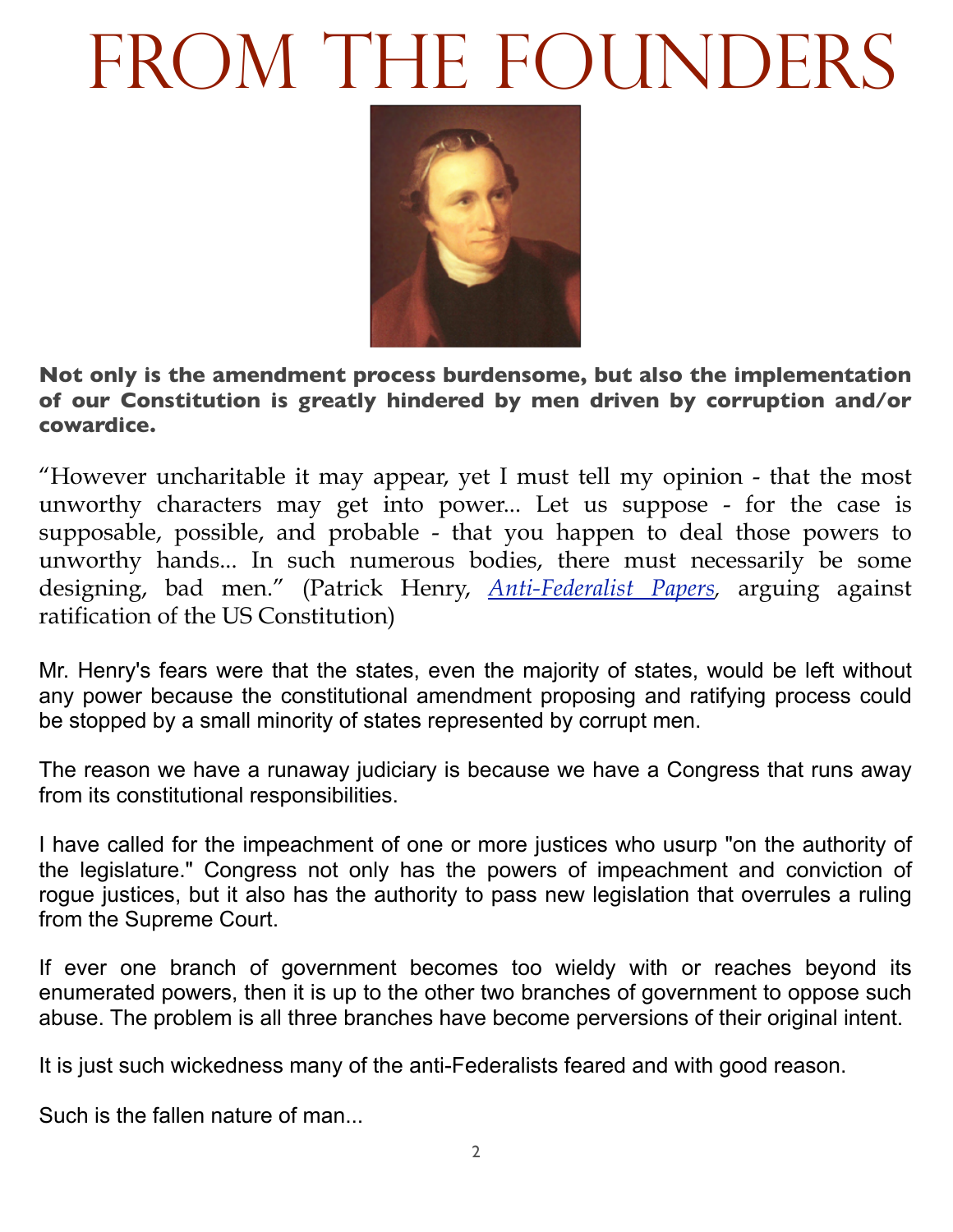# From the Founders

**Not only is the amendment process burdensome, but also the implementation of our Constitution is greatly hindered by men driven by corruption and/or cowardice.**

"However uncharitable it may appear, yet I must tell my opinion - that the most unworthy characters may get into power... Let us suppose - for the case is supposable, possible, and probable - that you happen to deal those powers to unworthy hands... In such numerous bodies, there must necessarily be some designing, bad men." (Patrick Henry, *Anti-Federalist Papers*, arguing against ratification of the US Constitution)

Mr. Henry's fears were that the states, even the majority of states, would be left without any power because the constitutional amendment proposing and ratifying process could be stopped by a small minority of states represented by corrupt men.

The reason we have a runaway judiciary is because we have a Congress that runs away from its constitutional responsibilities.

I have called for the impeachment of one or more justices who usurp "on the authority of the legislature." Congress not only has the powers of impeachment and conviction of rogue justices, but it also has the authority to pass new legislation that overrules a ruling from the Supreme Court.

If ever one branch of government becomes too wieldy with or reaches beyond its enumerated powers, then it is up to the other two branches of government to oppose such abuse. The problem is all three branches have become perversions of their original intent.

It is just such wickedness many of the anti-Federalists feared and with good reason.

Such is the fallen nature of man...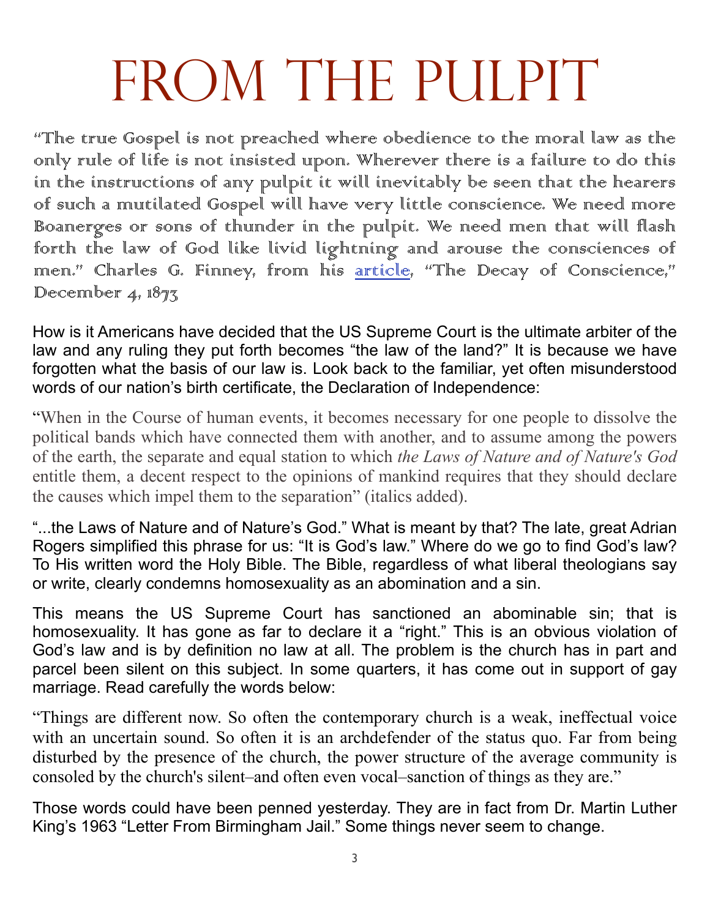# FROM THE PULPIT

"The true Gospel is not preached where obedience to the moral law as the only rule of life is not insisted upon. Wherever there is a failure to do this in the instructions of any pulpit it will inevitably be seen that the hearers of such a mutilated Gospel will have very little conscience. We need more Boanerges or sons of thunder in the pulpit. We need men that will flash forth the law of God like livid lightning and arouse the consciences of men." Charles G. Finney, from his article, "The Decay of Conscience," December 4, 1873

How is it Americans have decided that the US Supreme Court is the ultimate arbiter of the law and any ruling they put forth becomes "the law of the land?" It is because we have forgotten what the basis of our law is. Look back to the familiar, yet often misunderstood words of our nation's birth certificate, the Declaration of Independence:

"When in the Course of human events, it becomes necessary for one people to dissolve the political bands which have connected them with another, and to assume among the powers of the earth, the separate and equal station to which *the Laws of Nature and of Nature's God* entitle them, a decent respect to the opinions of mankind requires that they should declare the causes which impel them to the separation" (italics added).

"...the Laws of Nature and of Nature's God." What is meant by that? The late, great Adrian Rogers simplified this phrase for us: "It is God's law." Where do we go to find God's law? To His written word the Holy Bible. The Bible, regardless of what liberal theologians say or write, clearly condemns homosexuality as an abomination and a sin.

This means the US Supreme Court has sanctioned an abominable sin; that is homosexuality. It has gone as far to declare it a "right." This is an obvious violation of God's law and is by definition no law at all. The problem is the church has in part and parcel been silent on this subject. In some quarters, it has come out in support of gay marriage. Read carefully the words below:

"Things are different now. So often the contemporary church is a weak, ineffectual voice with an uncertain sound. So often it is an archdefender of the status quo. Far from being disturbed by the presence of the church, the power structure of the average community is consoled by the church's silent–and often even vocal–sanction of things as they are."

Those words could have been penned yesterday. They are in fact from Dr. Martin Luther King's 1963 "Letter From Birmingham Jail." Some things never seem to change.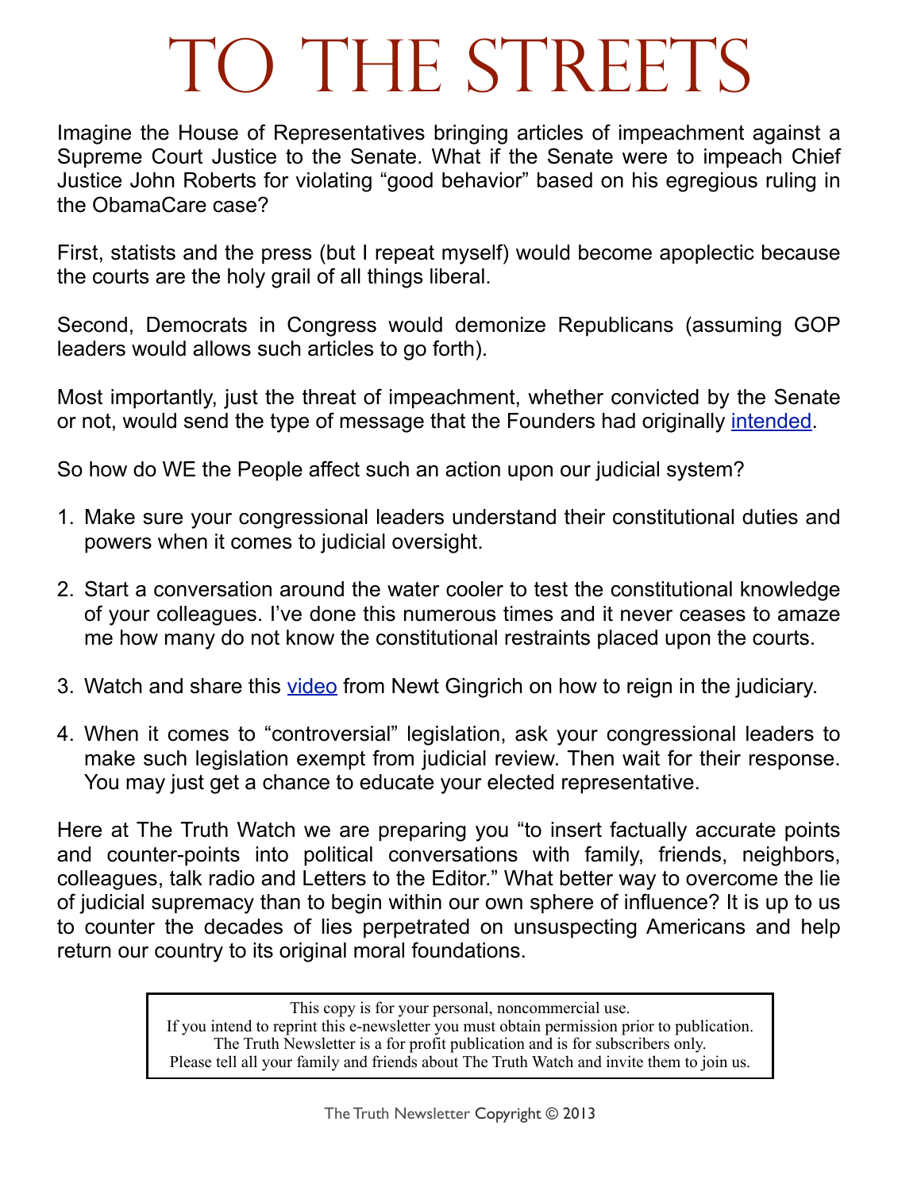# TO THE STREETS

Imagine the House of Representatives bringing articles of impeachment against a Supreme Court Justice to the Senate. What if the Senate were to impeach Chief Justice John Roberts for violating "good behavior" based on his egregious ruling in the ObamaCare case?

First, statists and the press (but I repeat myself) would become apoplectic because the courts are the holy grail of all things liberal.

Second, Democrats in Congress would demonize Republicans (assuming GOP leaders would allows such articles to go forth).

Most importantly, just the threat of impeachment, whether convicted by the Senate or not, would send the type of message that the Founders had originally intended.

So how do WE the People affect such an action upon our judicial system?

1. Make sure your congressional leaders understand their constitutional duties and powers when it comes to judicial oversight.

2. Start a conversation around the water cooler to test the constitutional knowledge of your colleagues. I've done this numerous times and it never ceases to amaze me how many do not know the constitutional restraints placed upon the courts.

3. Watch and share this video from Newt Gingrich on how to reign in the judiciary.

4. When it comes to "controversial" legislation, ask your congressional leaders to make such legislation exempt from judicial review. Then wait for their response. You may just get a chance to educate your elected representative.

Here at The Truth Watch we are preparing you "to insert factually accurate points and counter-points into political conversations with family, friends, neighbors, colleagues, talk radio and Letters to the Editor." What better way to overcome the lie of judicial supremacy than to begin within our own sphere of influence? It is up to us to counter the decades of lies perpetrated on unsuspecting Americans and help return our country to its original moral foundations.

This copy is for your personal, noncommercial use.
If you intend to reprint this e-newsletter you must obtain permission prior to publication.
The Truth Newsletter is a for profit publication and is for subscribers only.
Please tell all your family and friends about The Truth Watch and invite them to join us.

The Truth Newsletter Copyright © 2013